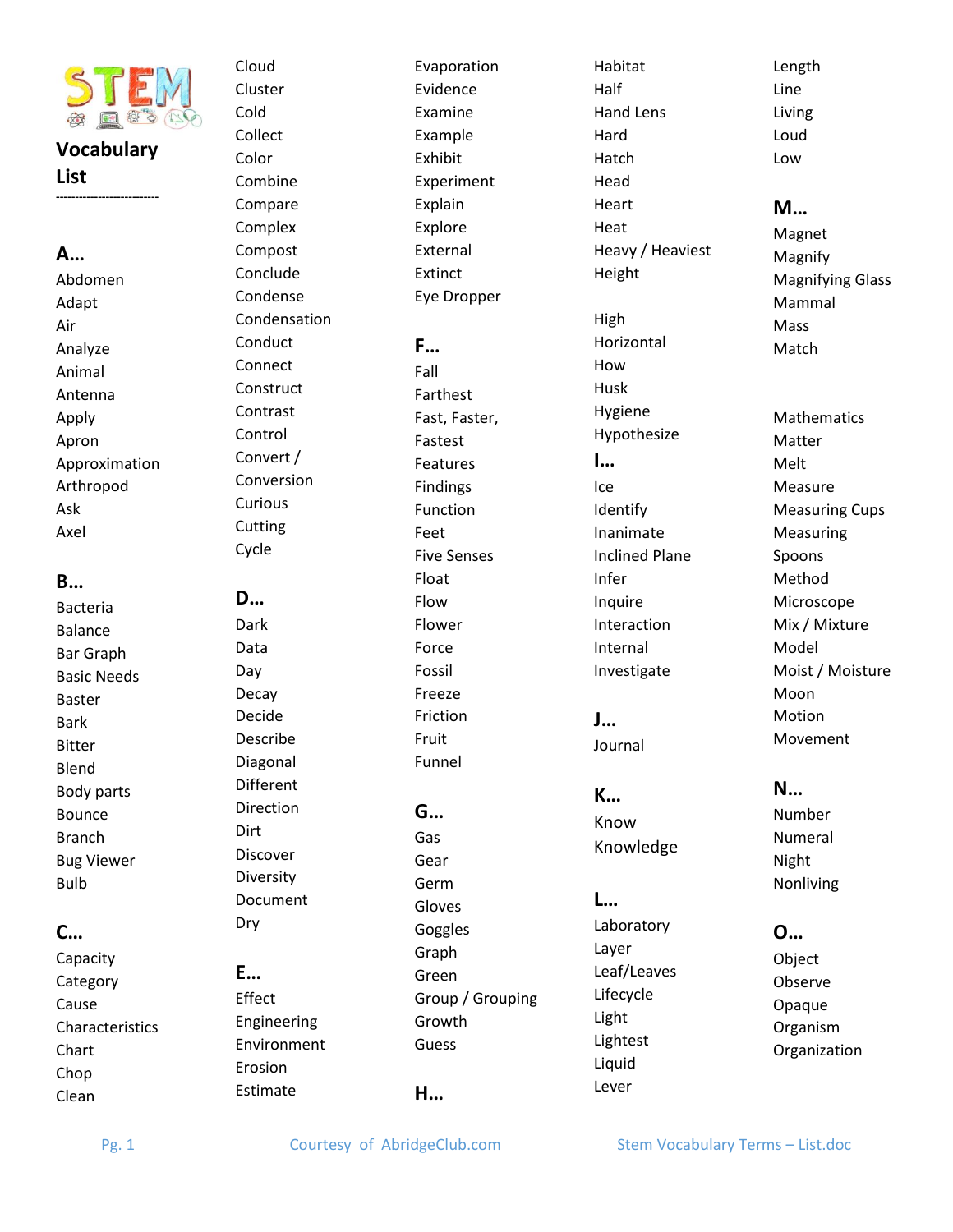# STEM Vocabulary List

## A…

- Abdomen
- Adapt
- Air
- Analyze
- Animal
- Antenna
- Apply
- Apron
- Approximation
- Arthropod
- Ask
- Axel

## B…

- Bacteria
- Balance
- Bar Graph
- Basic Needs
- Baster
- Bark
- Bitter
- Blend
- Body parts
- Bounce
- Branch
- Bug Viewer
- Bulb

## C…

- Capacity
- Category
- Cause
- Characteristics
- Chart
- Chop
- Clean
- Cloud
- Cluster
- Cold
- Collect
- Color
- Combine
- Compare
- Complex
- Compost
- Conclude
- Condense
- Condensation
- Conduct
- Connect
- Construct
- Contrast
- Control
- Convert / Conversion
- Curious
- Cutting
- Cycle

## D…

- Dark
- Data
- Day
- Decay
- Decide
- Describe
- Diagonal
- Different
- Direction
- Dirt
- Discover
- Diversity
- Document
- Dry

## E…

- Effect
- Engineering
- Environment
- Erosion
- Estimate
- Evaporation
- Evidence
- Examine
- Example
- Exhibit
- Experiment
- Explain
- Explore
- External
- Extinct
- Eye Dropper

## F…

- Fall
- Farthest
- Fast, Faster, Fastest
- Features
- Findings
- Function
- Feet
- Five Senses
- Float
- Flow
- Flower
- Force
- Fossil
- Freeze
- Friction
- Fruit
- Funnel

## G…

- Gas
- Gear
- Germ
- Gloves
- Goggles
- Graph
- Green
- Group / Grouping
- Growth
- Guess

## H…

- Habitat
- Half
- Hand Lens
- Hard
- Hatch
- Head
- Heart
- Heat
- Heavy / Heaviest
- Height
- High
- Horizontal
- How
- Husk
- Hygiene
- Hypothesize

## I…

- Ice
- Identify
- Inanimate
- Inclined Plane
- Infer
- Inquire
- Interaction
- Internal
- Investigate

## J…

- Journal

## K…

- Know
- Knowledge

## L…

- Laboratory
- Layer
- Leaf/Leaves
- Lifecycle
- Light
- Lightest
- Liquid
- Lever
- Length
- Line
- Living
- Loud
- Low

## M…

- Magnet
- Magnify
- Magnifying Glass
- Mammal
- Mass
- Match
- Mathematics
- Matter
- Melt
- Measure
- Measuring Cups
- Measuring Spoons
- Method
- Microscope
- Mix / Mixture
- Model
- Moist / Moisture
- Moon
- Motion
- Movement

## N…

- Number
- Numeral
- Night
- Nonliving

## O…

- Object
- Observe
- Opaque
- Organism
- Organization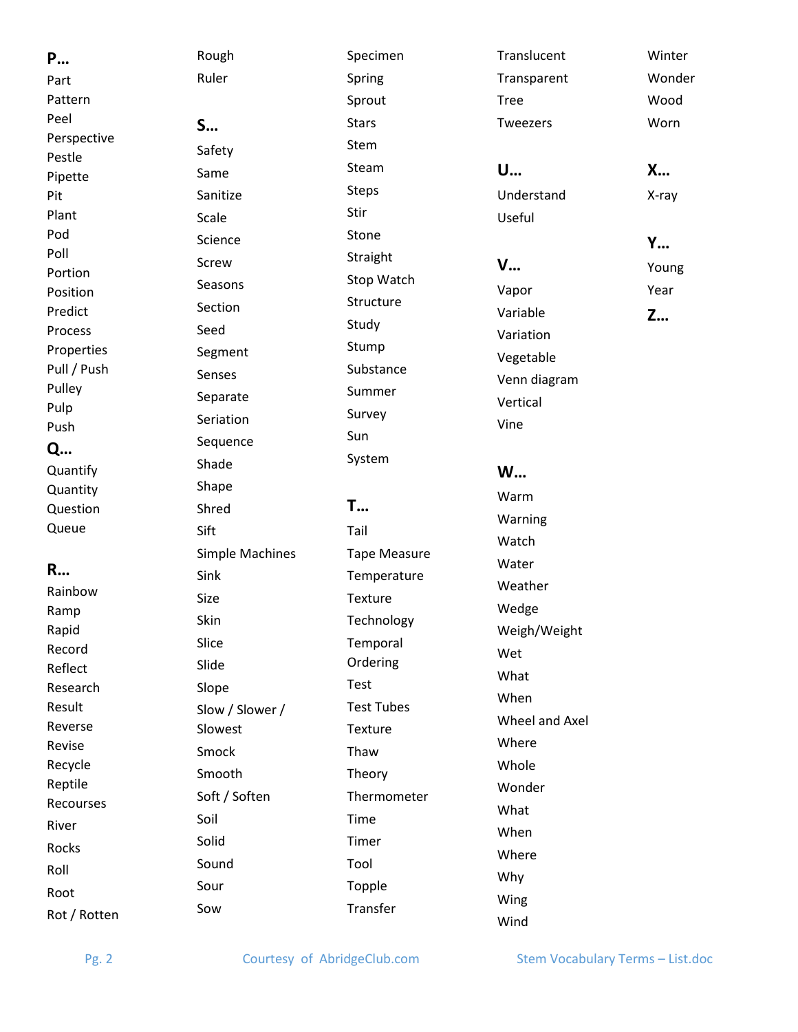**P…**

Part
Pattern
Peel
Perspective
Pestle
Pipette
Pit
Plant
Pod
Poll
Portion
Position
Predict
Process
Properties
Pull / Push
Pulley
Pulp
Push

**Q…**

Quantify
Quantity
Question
Queue

**R…**

Rainbow
Ramp
Rapid
Record
Reflect
Research
Result
Reverse
Revise
Recycle
Reptile
Recourses
River
Rocks
Roll
Root
Rot / Rotten
Rough
Ruler

**S…**

Safety
Same
Sanitize
Scale
Science
Screw
Seasons
Section
Seed
Segment
Senses
Separate
Seriation
Sequence
Shade
Shape
Shred
Sift
Simple Machines
Sink
Size
Skin
Slice
Slide
Slope
Slow / Slower / Slowest
Smock
Smooth
Soft / Soften
Soil
Solid
Sound
Sour
Sow
Specimen
Spring
Sprout
Stars
Stem
Steam
Steps
Stir
Stone
Straight
Stop Watch
Structure
Study
Stump
Substance
Summer
Survey
Sun
System

**T…**

Tail
Tape Measure
Temperature
Texture
Technology
Temporal Ordering
Test
Test Tubes
Texture
Thaw
Theory
Thermometer
Time
Timer
Tool
Topple
Transfer
Translucent
Transparent
Tree
Tweezers

**U…**

Understand
Useful

**V…**

Vapor
Variable
Variation
Vegetable
Venn diagram
Vertical
Vine

**W…**

Warm
Warning
Watch
Water
Weather
Wedge
Weigh/Weight
Wet
What
When
Wheel and Axel
Where
Whole
Wonder
What
When
Where
Why
Wing
Wind
Winter
Wonder
Wood
Worn

**X…**

X-ray

**Y…**

Young
Year

**Z…**